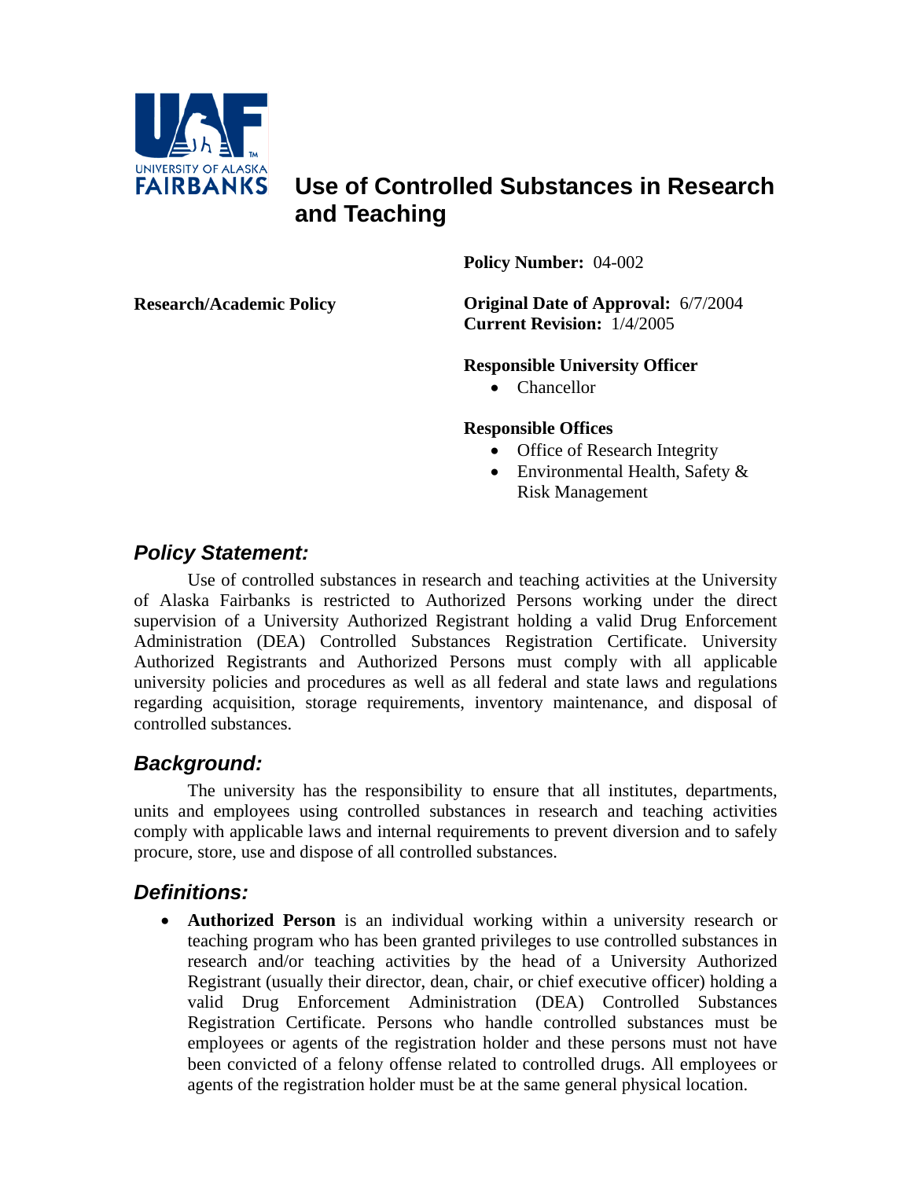# Use of Controlled Substances in Research and Teaching

**Policy Number:** 04-002

**Research/Academic Policy**

**Original Date of Approval:** 6/7/2004
**Current Revision:** 1/4/2005

**Responsible University Officer**

- Chancellor

**Responsible Offices**

- Office of Research Integrity
- Environmental Health, Safety & Risk Management

## *Policy Statement:*

Use of controlled substances in research and teaching activities at the University of Alaska Fairbanks is restricted to Authorized Persons working under the direct supervision of a University Authorized Registrant holding a valid Drug Enforcement Administration (DEA) Controlled Substances Registration Certificate. University Authorized Registrants and Authorized Persons must comply with all applicable university policies and procedures as well as all federal and state laws and regulations regarding acquisition, storage requirements, inventory maintenance, and disposal of controlled substances.

## *Background:*

The university has the responsibility to ensure that all institutes, departments, units and employees using controlled substances in research and teaching activities comply with applicable laws and internal requirements to prevent diversion and to safely procure, store, use and dispose of all controlled substances.

## *Definitions:*

- **Authorized Person** is an individual working within a university research or teaching program who has been granted privileges to use controlled substances in research and/or teaching activities by the head of a University Authorized Registrant (usually their director, dean, chair, or chief executive officer) holding a valid Drug Enforcement Administration (DEA) Controlled Substances Registration Certificate. Persons who handle controlled substances must be employees or agents of the registration holder and these persons must not have been convicted of a felony offense related to controlled drugs. All employees or agents of the registration holder must be at the same general physical location.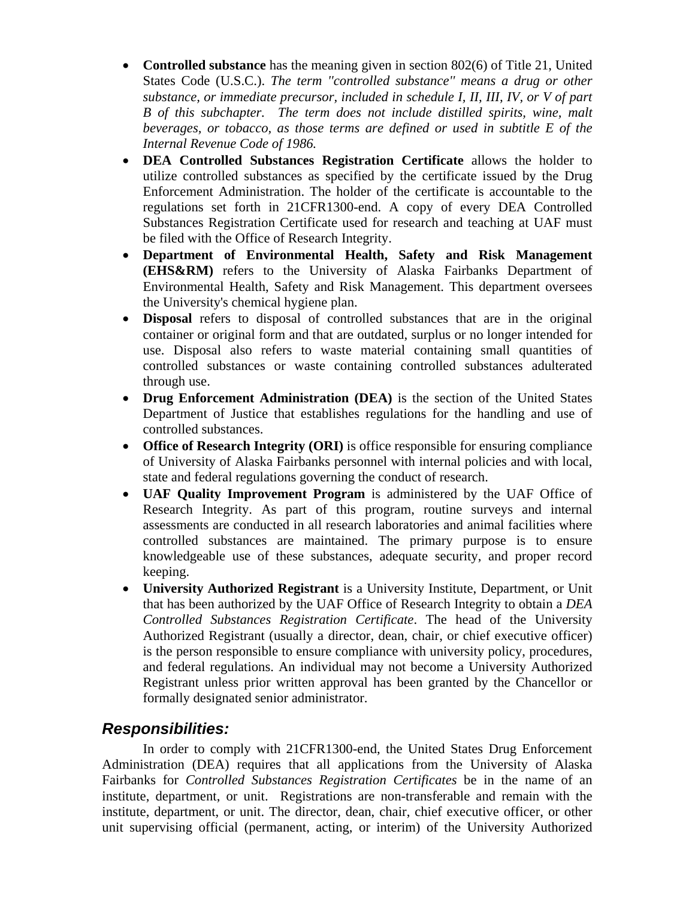- **Controlled substance** has the meaning given in section 802(6) of Title 21, United States Code (U.S.C.). *The term "controlled substance" means a drug or other substance, or immediate precursor, included in schedule I, II, III, IV, or V of part B of this subchapter. The term does not include distilled spirits, wine, malt beverages, or tobacco, as those terms are defined or used in subtitle E of the Internal Revenue Code of 1986.*
- **DEA Controlled Substances Registration Certificate** allows the holder to utilize controlled substances as specified by the certificate issued by the Drug Enforcement Administration. The holder of the certificate is accountable to the regulations set forth in 21CFR1300-end. A copy of every DEA Controlled Substances Registration Certificate used for research and teaching at UAF must be filed with the Office of Research Integrity.
- **Department of Environmental Health, Safety and Risk Management (EHS&RM)** refers to the University of Alaska Fairbanks Department of Environmental Health, Safety and Risk Management. This department oversees the University's chemical hygiene plan.
- **Disposal** refers to disposal of controlled substances that are in the original container or original form and that are outdated, surplus or no longer intended for use. Disposal also refers to waste material containing small quantities of controlled substances or waste containing controlled substances adulterated through use.
- **Drug Enforcement Administration (DEA)** is the section of the United States Department of Justice that establishes regulations for the handling and use of controlled substances.
- **Office of Research Integrity (ORI)** is office responsible for ensuring compliance of University of Alaska Fairbanks personnel with internal policies and with local, state and federal regulations governing the conduct of research.
- **UAF Quality Improvement Program** is administered by the UAF Office of Research Integrity. As part of this program, routine surveys and internal assessments are conducted in all research laboratories and animal facilities where controlled substances are maintained. The primary purpose is to ensure knowledgeable use of these substances, adequate security, and proper record keeping.
- **University Authorized Registrant** is a University Institute, Department, or Unit that has been authorized by the UAF Office of Research Integrity to obtain a *DEA Controlled Substances Registration Certificate*. The head of the University Authorized Registrant (usually a director, dean, chair, or chief executive officer) is the person responsible to ensure compliance with university policy, procedures, and federal regulations. An individual may not become a University Authorized Registrant unless prior written approval has been granted by the Chancellor or formally designated senior administrator.

## *Responsibilities:*

In order to comply with 21CFR1300-end, the United States Drug Enforcement Administration (DEA) requires that all applications from the University of Alaska Fairbanks for *Controlled Substances Registration Certificates* be in the name of an institute, department, or unit. Registrations are non-transferable and remain with the institute, department, or unit. The director, dean, chair, chief executive officer, or other unit supervising official (permanent, acting, or interim) of the University Authorized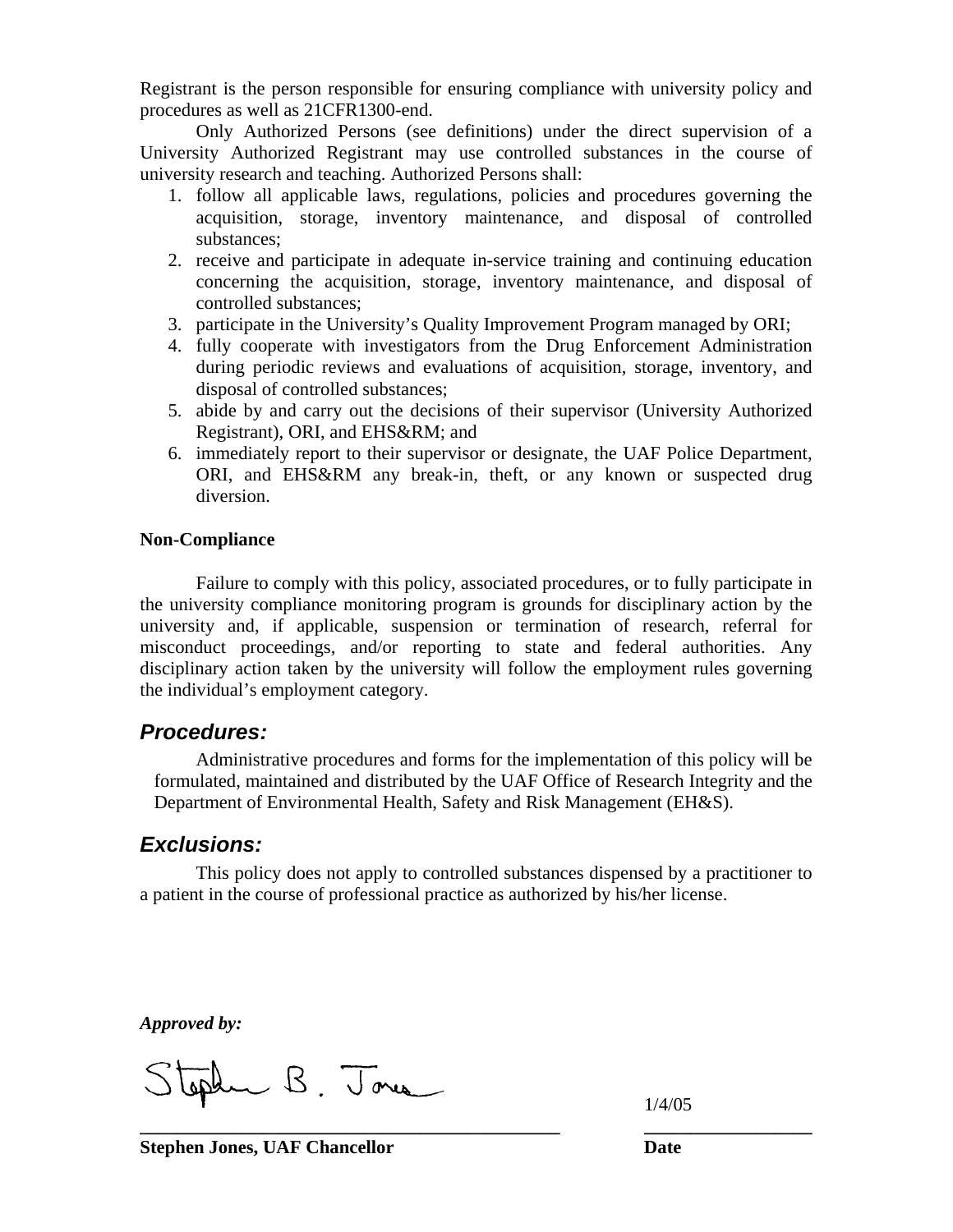Registrant is the person responsible for ensuring compliance with university policy and procedures as well as 21CFR1300-end.

Only Authorized Persons (see definitions) under the direct supervision of a University Authorized Registrant may use controlled substances in the course of university research and teaching. Authorized Persons shall:

1. follow all applicable laws, regulations, policies and procedures governing the acquisition, storage, inventory maintenance, and disposal of controlled substances;
2. receive and participate in adequate in-service training and continuing education concerning the acquisition, storage, inventory maintenance, and disposal of controlled substances;
3. participate in the University's Quality Improvement Program managed by ORI;
4. fully cooperate with investigators from the Drug Enforcement Administration during periodic reviews and evaluations of acquisition, storage, inventory, and disposal of controlled substances;
5. abide by and carry out the decisions of their supervisor (University Authorized Registrant), ORI, and EHS&RM; and
6. immediately report to their supervisor or designate, the UAF Police Department, ORI, and EHS&RM any break-in, theft, or any known or suspected drug diversion.

**Non-Compliance**

Failure to comply with this policy, associated procedures, or to fully participate in the university compliance monitoring program is grounds for disciplinary action by the university and, if applicable, suspension or termination of research, referral for misconduct proceedings, and/or reporting to state and federal authorities. Any disciplinary action taken by the university will follow the employment rules governing the individual's employment category.

## *Procedures:*

Administrative procedures and forms for the implementation of this policy will be formulated, maintained and distributed by the UAF Office of Research Integrity and the Department of Environmental Health, Safety and Risk Management (EH&S).

## *Exclusions:*

This policy does not apply to controlled substances dispensed by a practitioner to a patient in the course of professional practice as authorized by his/her license.

***Approved by:***

Stephen B. Jones

1/4/05

**Stephen Jones, UAF Chancellor** **Date**